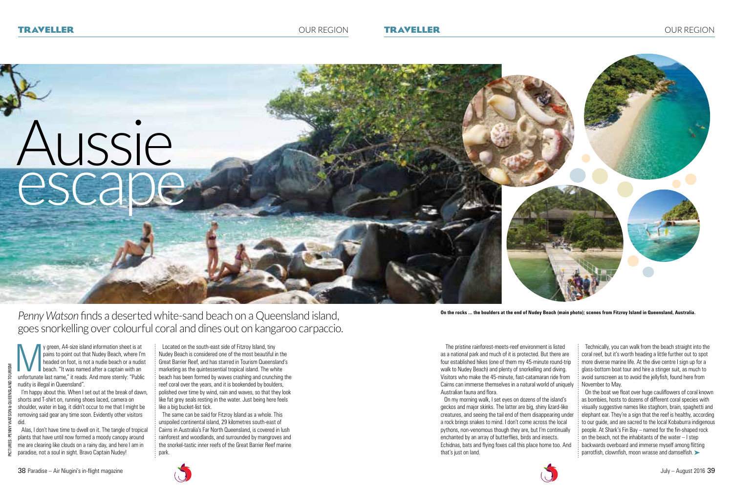# Aussie escape

*Penny Watson* finds a deserted white-sand beach on a Queensland island, goes snorkelling over colourful coral and dines out on kangaroo carpaccio.

PICTURES: PENNY WATSON & QUEENSLAND TOURISM

My green, A4-size island information sheet is at pains to point out that Nudey Beach, where I'm headed on foot, is not a nudie beach or a nudist beach. "It was named after a captain with an unfortunate last name," it reads. And more sternly: "Public nudity is illegal in Queensland".

I'm happy about this. When I set out at the break of dawn, shorts and T-shirt on, running shoes laced, camera on shoulder, water in bag, it didn't occur to me that I might be removing said gear any time soon. Evidently other visitors did.

Alas, I don't have time to dwell on it. The tangle of tropical plants that have until now formed a moody canopy around me are clearing like clouds on a rainy day, and here I am in paradise, not a soul in sight. Bravo Captain Nudey!

Located on the south-east side of Fitzroy Island, tiny Nudey Beach is considered one of the most beautiful in the Great Barrier Reef, and has starred in Tourism Queensland's marketing as the quintessential tropical island. The white beach has been formed by waves crashing and crunching the reef coral over the years, and it is bookended by boulders, polished over time by wind, rain and waves, so that they look like fat grey seals resting in the water. Just being here feels like a big bucket-list tick.

The same can be said for Fitzroy Island as a whole. This unspoiled continental island, 29 kilometres south-east of Cairns in Australia's Far North Queensland, is covered in lush rainforest and woodlands, and surrounded by mangroves and the snorkel-tastic inner reefs of the Great Barrier Reef marine park.

**On the rocks ... the boulders at the end of Nudey Beach (main photo); scenes from Fitzroy Island in Queensland, Australia.**

The pristine rainforest-meets-reef environment is listed as a national park and much of it is protected. But there are four established hikes (one of them my 45-minute round-trip walk to Nudey Beach) and plenty of snorkelling and diving. Visitors who make the 45-minute, fast-catamaran ride from Cairns can immerse themselves in a natural world of uniquely Australian fauna and flora.

On my morning walk, I set eyes on dozens of the island's geckos and major skinks. The latter are big, shiny lizard-like creatures, and seeing the tail end of them disappearing under a rock brings snakes to mind. I don't come across the local pythons, non-venomous though they are, but I'm continually enchanted by an array of butterflies, birds and insects. Echidnas, bats and flying foxes call this place home too. And that's just on land.

Technically, you can walk from the beach straight into the coral reef, but it's worth heading a little further out to spot more diverse marine life. At the dive centre I sign up for a glass-bottom boat tour and hire a stinger suit, as much to avoid sunscreen as to avoid the jellyfish, found here from November to May.

On the boat we float over huge cauliflowers of coral known as bombies, hosts to dozens of different coral species with visually suggestive names like staghorn, brain, spaghetti and elephant ear. They're a sign that the reef is healthy, according to our guide, and are sacred to the local Kobaburra indigenous people. At Shark's Fin Bay – named for the fin-shaped rock on the beach, not the inhabitants of the water – I step backwards overboard and immerse myself among flitting parrotfish, clownfish, moon wrasse and damselfish.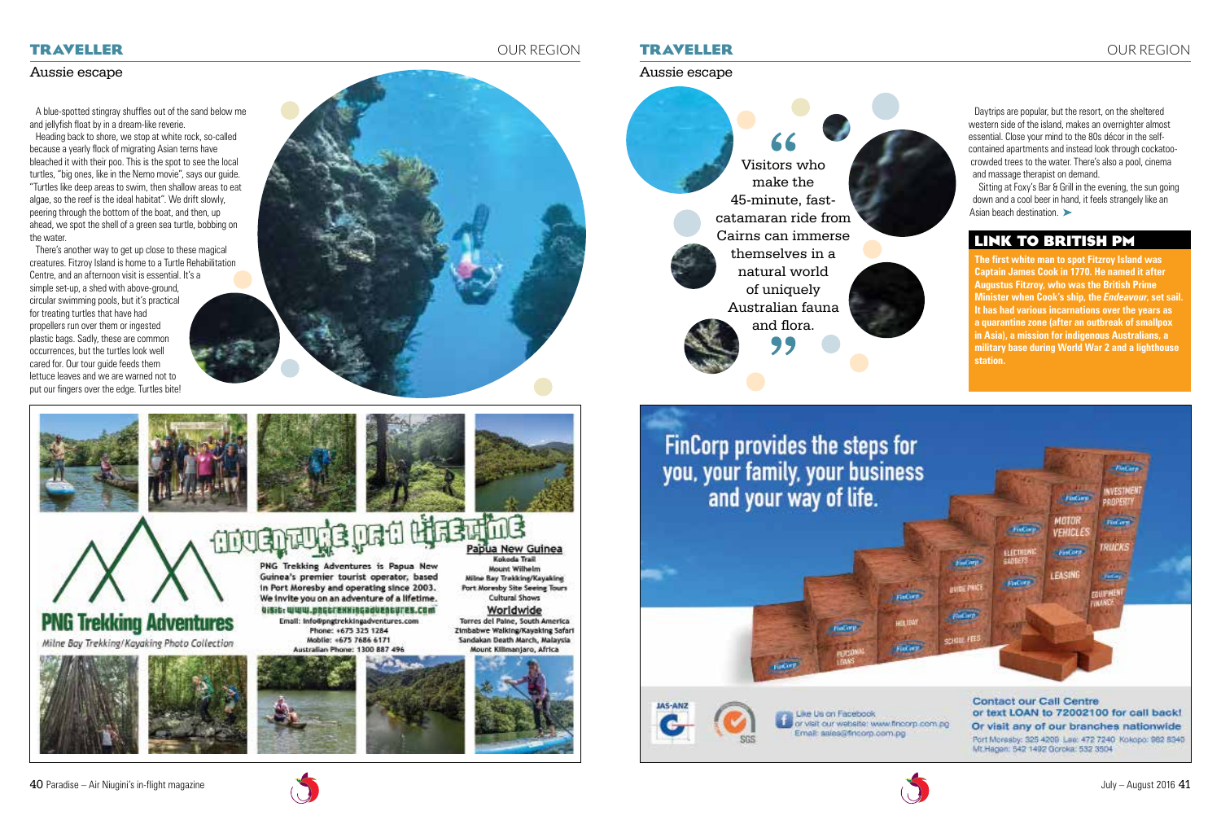## Aussie escape

A blue-spotted stingray shuffles out of the sand below me and jellyfish float by in a dream-like reverie.

Heading back to shore, we stop at white rock, so-called because a yearly flock of migrating Asian terns have bleached it with their poo. This is the spot to see the local turtles, "big ones, like in the Nemo movie", says our guide. "Turtles like deep areas to swim, then shallow areas to eat algae, so the reef is the ideal habitat". We drift slowly, peering through the bottom of the boat, and then, up ahead, we spot the shell of a green sea turtle, bobbing on the water.

There's another way to get up close to these magical creatures. Fitzroy Island is home to a Turtle Rehabilitation Centre, and an afternoon visit is essential. It's a simple set-up, a shed with above-ground, circular swimming pools, but it's practical for treating turtles that have had propellers run over them or ingested plastic bags. Sadly, these are common occurrences, but the turtles look well cared for. Our tour guide feeds them lettuce leaves and we are warned not to put our fingers over the edge. Turtles bite!

> "Visitors who make the 45-minute, fast-catamaran ride from Cairns can immerse themselves in a natural world of uniquely Australian fauna and flora."

Daytrips are popular, but the resort, on the sheltered western side of the island, makes an overnighter almost essential. Close your mind to the 80s décor in the self-contained apartments and instead look through cockatoo-crowded trees to the water. There's also a pool, cinema and massage therapist on demand.

Sitting at Foxy's Bar & Grill in the evening, the sun going down and a cool beer in hand, it feels strangely like an Asian beach destination. ➤

### LINK TO BRITISH PM

**The first white man to spot Fitzroy Island was Captain James Cook in 1770. He named it after Augustus Fitzroy, who was the British Prime Minister when Cook's ship, the *Endeavour*, set sail. It has had various incarnations over the years as a quarantine zone (after an outbreak of smallpox in Asia), a mission for indigenous Australians, a military base during World War 2 and a lighthouse station.**

---

**ADVENTURE OF A LIFETIME**

**PNG Trekking Adventures**

*Milne Bay Trekking/Kayaking Photo Collection*

PNG Trekking Adventures is Papua New Guinea's premier tourist operator, based in Port Moresby and operating since 2003. We invite you on an adventure of a lifetime.

Visit: www.pngtrekkingadventures.com
Email: info@pngtrekkingadventures.com
Phone: +675 325 1284
Mobile: +675 7686 6171
Australian Phone: 1300 887 496

**Papua New Guinea**
Kokoda Trail
Mount Wilhelm
Milne Bay Trekking/Kayaking
Port Moresby Site Seeing Tours
Cultural Shows

**Worldwide**
Torres del Paine, South America
Zimbabwe Walking/Kayaking Safari
Sandakan Death March, Malaysia
Mount Kilimanjaro, Africa

---

**FinCorp provides the steps for you, your family, your business and your way of life.**

Personal Loans · Holiday · School Fees · Bride Price · Electronic Gadgets · Motor Vehicles · Leasing · Trucks · Investment Property · Equipment Finance

Like Us on Facebook or visit our website: www.fincorp.com.pg
Email: sales@fincorp.com.pg

Contact our Call Centre or text LOAN to 72002100 for call back!
Or visit any of our branches nationwide
Port Moresby: 325 4209 Lae: 472 7240 Kokopo: 982 8340
Mt Hagen: 542 1492 Goroka: 532 3504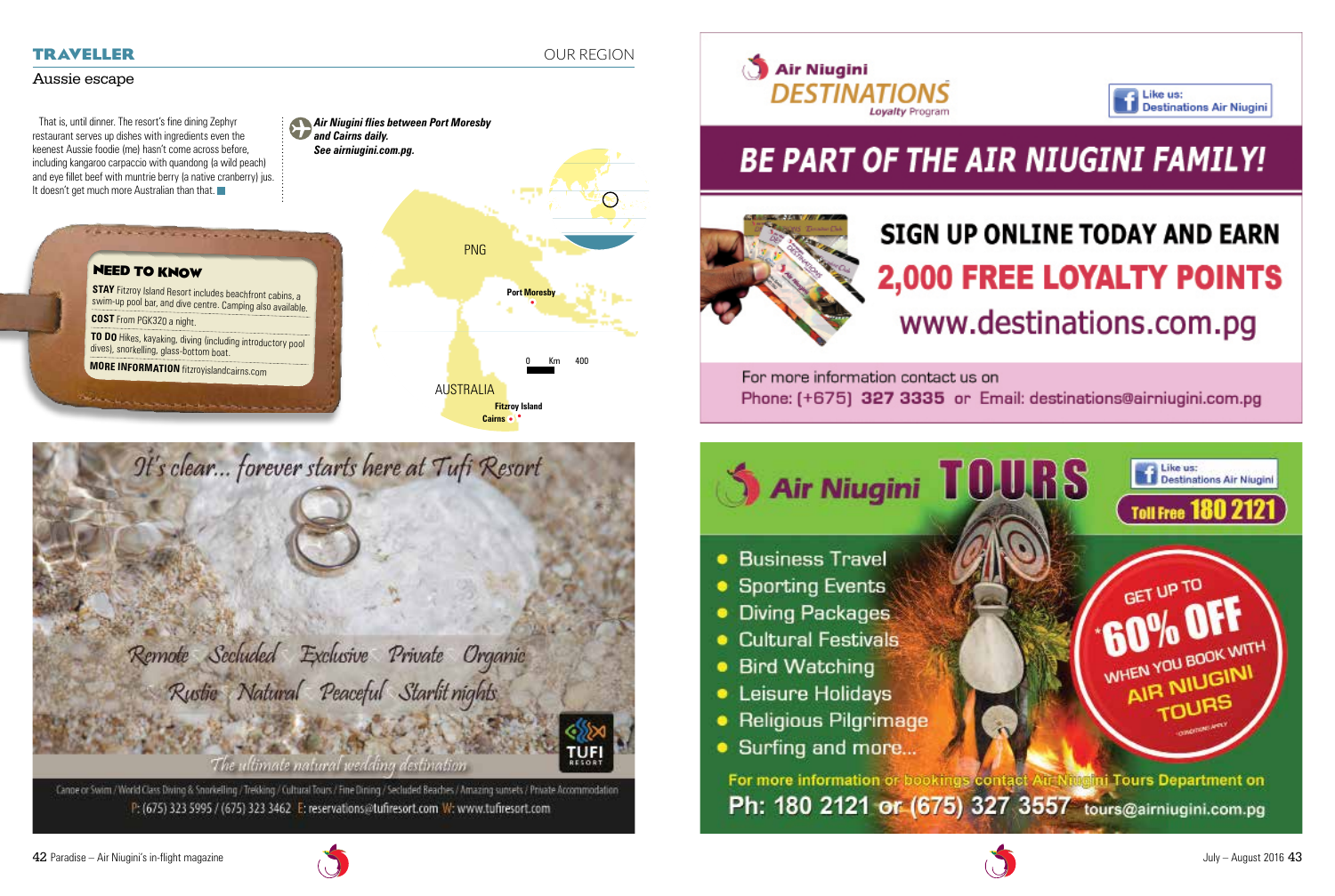That is, until dinner. The resort's fine dining Zephyr restaurant serves up dishes with ingredients even the keenest Aussie foodie (me) hasn't come across before, including kangaroo carpaccio with quandong (a wild peach) and eye fillet beef with muntrie berry (a native cranberry) jus. It doesn't get much more Australian than that. ■

*Air Niugini flies between Port Moresby and Cairns daily. See airniugini.com.pg.*

## NEED TO KNOW

**STAY** Fitzroy Island Resort includes beachfront cabins, a swim-up pool bar, and dive centre. Camping also available.

**COST** From PGK320 a night.

**TO DO** Hikes, kayaking, diving (including introductory pool dives), snorkelling, glass-bottom boat.

**MORE INFORMATION** fitzroyislandcairns.com

PNG

Port Moresby

AUSTRALIA

Fitzroy Island

Cairns

0 Km 400

---

It's clear... forever starts here at Tufi Resort

Remote Secluded Exclusive Private Organic

Rustic Natural Peaceful Starlit nights

The ultimate natural wedding destination

TUFI RESORT

Canoe or Swim / World Class Diving & Snorkelling / Trekking / Cultural Tours / Fine Dining / Secluded Beaches / Amazing sunsets / Private Accommodation

P: (675) 323 5995 / (675) 323 3462 E: reservations@tufiresort.com W: www.tufiresort.com

---

Air Niugini DESTINATIONS Loyalty Program

Like us: Destinations Air Niugini

# BE PART OF THE AIR NIUGINI FAMILY!

SIGN UP ONLINE TODAY AND EARN

**2,000 FREE LOYALTY POINTS**

www.destinations.com.pg

For more information contact us on

Phone: (+675) **327 3335** or Email: destinations@airniugini.com.pg

---

Air Niugini TOURS

Like us: Destinations Air Niugini

Toll Free 180 2121

- Business Travel
- Sporting Events
- Diving Packages
- Cultural Festivals
- Bird Watching
- Leisure Holidays
- Religious Pilgrimage
- Surfing and more...

GET UP TO *60% OFF WHEN YOU BOOK WITH AIR NIUGINI TOURS

*CONDITIONS APPLY

For more information or bookings contact Air Niugini Tours Department on

Ph: 180 2121 or (675) 327 3557 tours@airniugini.com.pg